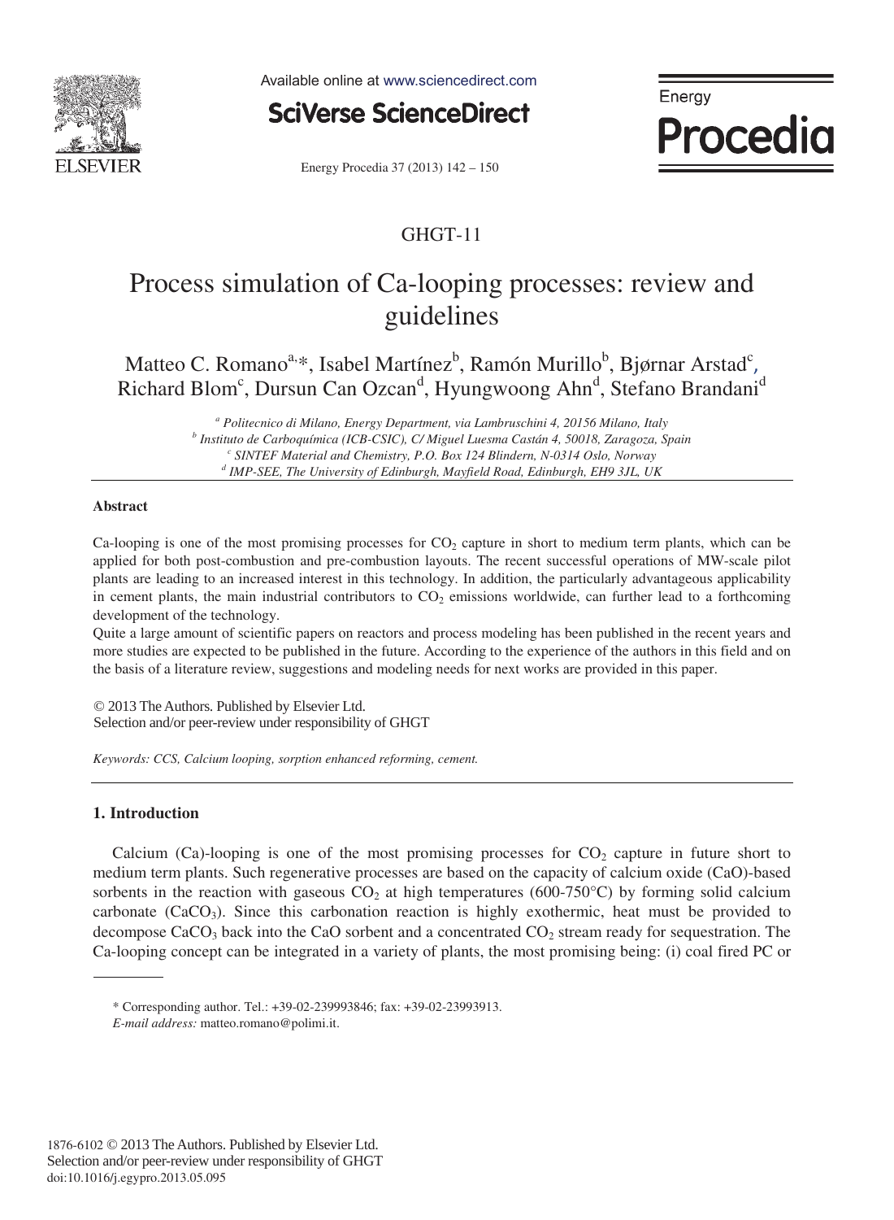GHGT-11

# Process simulation of Ca-looping processes: review and guidelines

Matteo C. Romano[a,*], Isabel Martínez[b], Ramón Murillo[b], Bjørnar Arstad[c], Richard Blom[c], Dursun Can Ozcan[d], Hyungwoong Ahn[d], Stefano Brandani[d]

[a] *Politecnico di Milano, Energy Department, via Lambruschini 4, 20156 Milano, Italy*
[b] *Instituto de Carboquímica (ICB-CSIC), C/ Miguel Luesma Castán 4, 50018, Zaragoza, Spain*
[c] *SINTEF Material and Chemistry, P.O. Box 124 Blindern, N-0314 Oslo, Norway*
[d] *IMP-SEE, The University of Edinburgh, Mayfield Road, Edinburgh, EH9 3JL, UK*

## Abstract

Ca-looping is one of the most promising processes for $CO_2$ capture in short to medium term plants, which can be applied for both post-combustion and pre-combustion layouts. The recent successful operations of MW-scale pilot plants are leading to an increased interest in this technology. In addition, the particularly advantageous applicability in cement plants, the main industrial contributors to $CO_2$ emissions worldwide, can further lead to a forthcoming development of the technology.

Quite a large amount of scientific papers on reactors and process modeling has been published in the recent years and more studies are expected to be published in the future. According to the experience of the authors in this field and on the basis of a literature review, suggestions and modeling needs for next works are provided in this paper.

© 2013 The Authors. Published by Elsevier Ltd.
Selection and/or peer-review under responsibility of GHGT

*Keywords: CCS, Calcium looping, sorption enhanced reforming, cement.*

## 1. Introduction

Calcium (Ca)-looping is one of the most promising processes for $CO_2$ capture in future short to medium term plants. Such regenerative processes are based on the capacity of calcium oxide (CaO)-based sorbents in the reaction with gaseous $CO_2$ at high temperatures (600-750°C) by forming solid calcium carbonate ($CaCO_3$). Since this carbonation reaction is highly exothermic, heat must be provided to decompose $CaCO_3$ back into the CaO sorbent and a concentrated $CO_2$ stream ready for sequestration. The Ca-looping concept can be integrated in a variety of plants, the most promising being: (i) coal fired PC or

\* Corresponding author. Tel.: +39-02-239993846; fax: +39-02-23993913.
*E-mail address:* matteo.romano@polimi.it.

1876-6102 © 2013 The Authors. Published by Elsevier Ltd.
Selection and/or peer-review under responsibility of GHGT
doi:10.1016/j.egypro.2013.05.095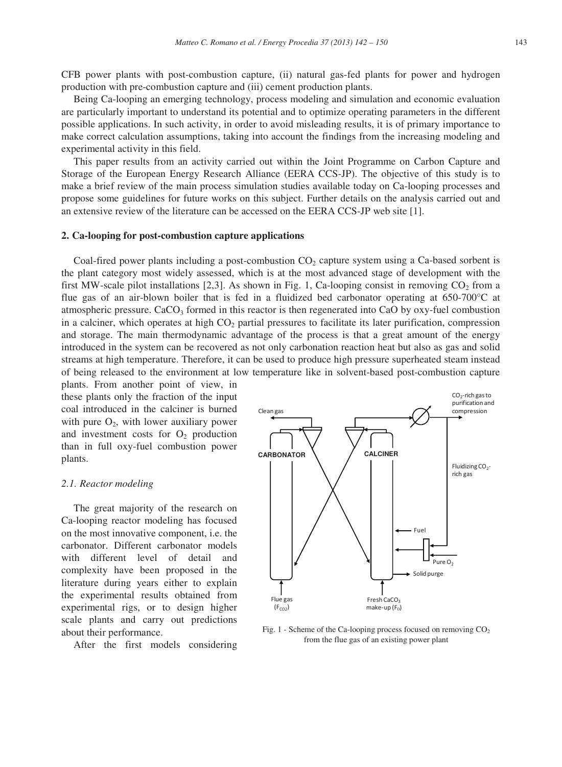CFB power plants with post-combustion capture, (ii) natural gas-fed plants for power and hydrogen production with pre-combustion capture and (iii) cement production plants.

Being Ca-looping an emerging technology, process modeling and simulation and economic evaluation are particularly important to understand its potential and to optimize operating parameters in the different possible applications. In such activity, in order to avoid misleading results, it is of primary importance to make correct calculation assumptions, taking into account the findings from the increasing modeling and experimental activity in this field.

This paper results from an activity carried out within the Joint Programme on Carbon Capture and Storage of the European Energy Research Alliance (EERA CCS-JP). The objective of this study is to make a brief review of the main process simulation studies available today on Ca-looping processes and propose some guidelines for future works on this subject. Further details on the analysis carried out and an extensive review of the literature can be accessed on the EERA CCS-JP web site [1].

## 2. Ca-looping for post-combustion capture applications

Coal-fired power plants including a post-combustion $CO_2$ capture system using a Ca-based sorbent is the plant category most widely assessed, which is at the most advanced stage of development with the first MW-scale pilot installations [2,3]. As shown in Fig. 1, Ca-looping consist in removing $CO_2$ from a flue gas of an air-blown boiler that is fed in a fluidized bed carbonator operating at 650-700°C at atmospheric pressure. $CaCO_3$ formed in this reactor is then regenerated into CaO by oxy-fuel combustion in a calciner, which operates at high $CO_2$ partial pressures to facilitate its later purification, compression and storage. The main thermodynamic advantage of the process is that a great amount of the energy introduced in the system can be recovered as not only carbonation reaction heat but also as gas and solid streams at high temperature. Therefore, it can be used to produce high pressure superheated steam instead of being released to the environment at low temperature like in solvent-based post-combustion capture plants. From another point of view, in these plants only the fraction of the input coal introduced in the calciner is burned with pure $O_2$, with lower auxiliary power and investment costs for $O_2$ production than in full oxy-fuel combustion power plants.

Clean gas | CARBONATOR | CALCINER | $CO_2$-rich gas to purification and compression | Fluidizing $CO_2$-rich gas | Fuel | Pure $O_2$ | Solid purge | Flue gas ($F_{CO2}$) | Fresh $CaCO_3$ make-up ($F_0$)

Fig. 1 - Scheme of the Ca-looping process focused on removing $CO_2$ from the flue gas of an existing power plant

### 2.1. Reactor modeling

The great majority of the research on Ca-looping reactor modeling has focused on the most innovative component, i.e. the carbonator. Different carbonator models with different level of detail and complexity have been proposed in the literature during years either to explain the experimental results obtained from experimental rigs, or to design higher scale plants and carry out predictions about their performance.

After the first models considering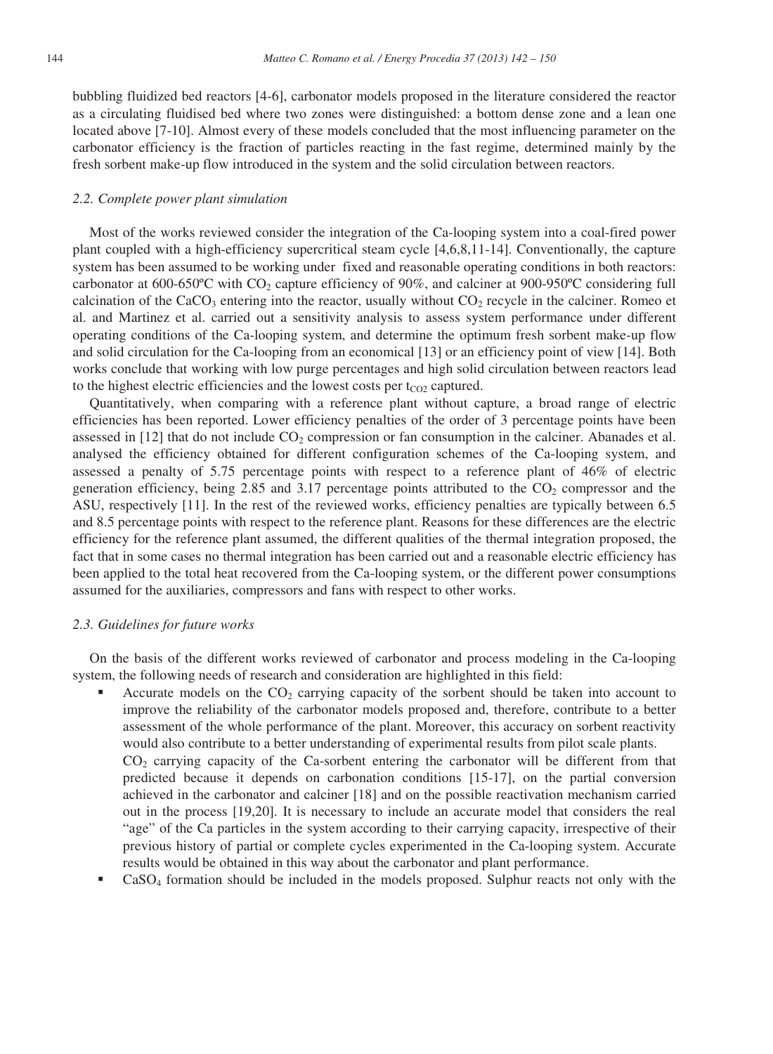bubbling fluidized bed reactors [4-6], carbonator models proposed in the literature considered the reactor as a circulating fluidised bed where two zones were distinguished: a bottom dense zone and a lean one located above [7-10]. Almost every of these models concluded that the most influencing parameter on the carbonator efficiency is the fraction of particles reacting in the fast regime, determined mainly by the fresh sorbent make-up flow introduced in the system and the solid circulation between reactors.

### *2.2. Complete power plant simulation*

Most of the works reviewed consider the integration of the Ca-looping system into a coal-fired power plant coupled with a high-efficiency supercritical steam cycle [4,6,8,11-14]. Conventionally, the capture system has been assumed to be working under fixed and reasonable operating conditions in both reactors: carbonator at 600-650ºC with $CO_2$ capture efficiency of 90%, and calciner at 900-950ºC considering full calcination of the $CaCO_3$ entering into the reactor, usually without $CO_2$ recycle in the calciner. Romeo et al. and Martinez et al. carried out a sensitivity analysis to assess system performance under different operating conditions of the Ca-looping system, and determine the optimum fresh sorbent make-up flow and solid circulation for the Ca-looping from an economical [13] or an efficiency point of view [14]. Both works conclude that working with low purge percentages and high solid circulation between reactors lead to the highest electric efficiencies and the lowest costs per $t_{CO2}$ captured.

Quantitatively, when comparing with a reference plant without capture, a broad range of electric efficiencies has been reported. Lower efficiency penalties of the order of 3 percentage points have been assessed in [12] that do not include $CO_2$ compression or fan consumption in the calciner. Abanades et al. analysed the efficiency obtained for different configuration schemes of the Ca-looping system, and assessed a penalty of 5.75 percentage points with respect to a reference plant of 46% of electric generation efficiency, being 2.85 and 3.17 percentage points attributed to the $CO_2$ compressor and the ASU, respectively [11]. In the rest of the reviewed works, efficiency penalties are typically between 6.5 and 8.5 percentage points with respect to the reference plant. Reasons for these differences are the electric efficiency for the reference plant assumed, the different qualities of the thermal integration proposed, the fact that in some cases no thermal integration has been carried out and a reasonable electric efficiency has been applied to the total heat recovered from the Ca-looping system, or the different power consumptions assumed for the auxiliaries, compressors and fans with respect to other works.

### *2.3. Guidelines for future works*

On the basis of the different works reviewed of carbonator and process modeling in the Ca-looping system, the following needs of research and consideration are highlighted in this field:

- Accurate models on the $CO_2$ carrying capacity of the sorbent should be taken into account to improve the reliability of the carbonator models proposed and, therefore, contribute to a better assessment of the whole performance of the plant. Moreover, this accuracy on sorbent reactivity would also contribute to a better understanding of experimental results from pilot scale plants.
  $CO_2$ carrying capacity of the Ca-sorbent entering the carbonator will be different from that predicted because it depends on carbonation conditions [15-17], on the partial conversion achieved in the carbonator and calciner [18] and on the possible reactivation mechanism carried out in the process [19,20]. It is necessary to include an accurate model that considers the real "age" of the Ca particles in the system according to their carrying capacity, irrespective of their previous history of partial or complete cycles experimented in the Ca-looping system. Accurate results would be obtained in this way about the carbonator and plant performance.
- $CaSO_4$ formation should be included in the models proposed. Sulphur reacts not only with the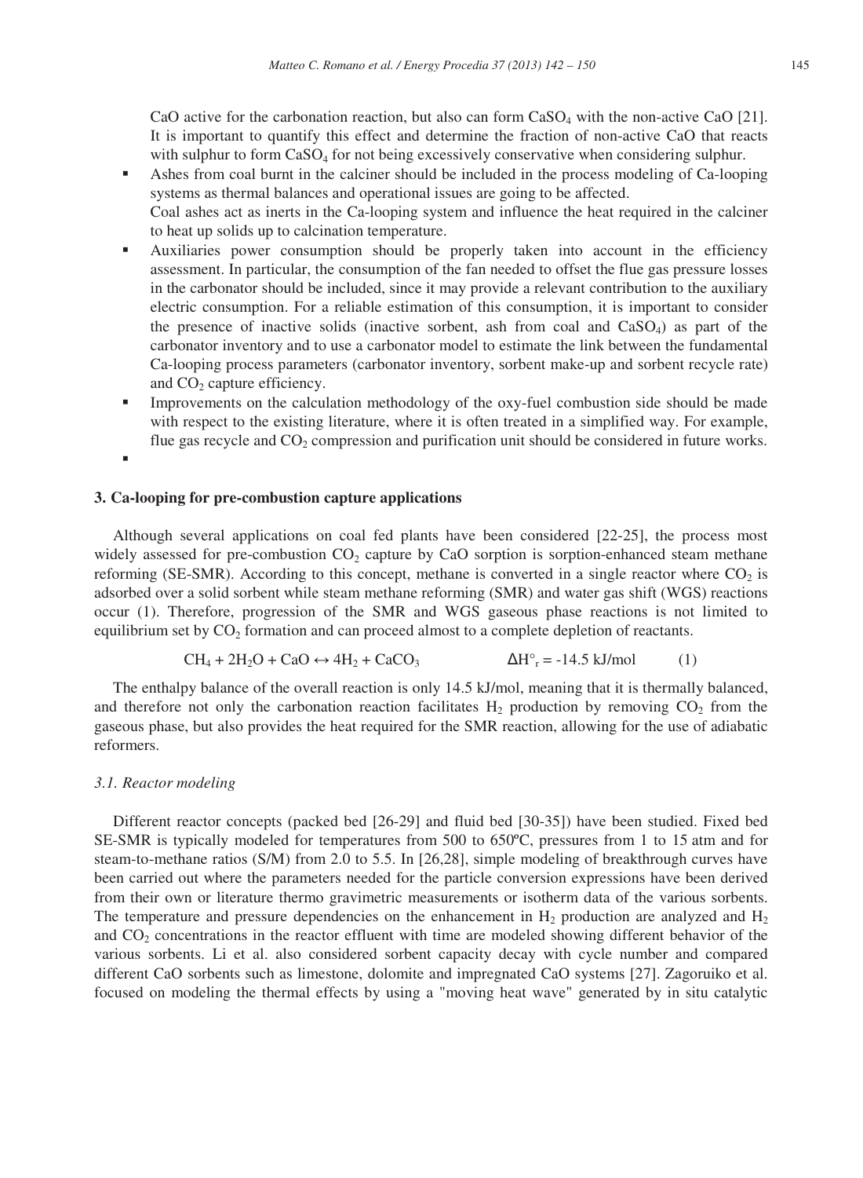CaO active for the carbonation reaction, but also can form $CaSO_4$ with the non-active CaO [21]. It is important to quantify this effect and determine the fraction of non-active CaO that reacts with sulphur to form $CaSO_4$ for not being excessively conservative when considering sulphur.

- Ashes from coal burnt in the calciner should be included in the process modeling of Ca-looping systems as thermal balances and operational issues are going to be affected.
  Coal ashes act as inerts in the Ca-looping system and influence the heat required in the calciner to heat up solids up to calcination temperature.
- Auxiliaries power consumption should be properly taken into account in the efficiency assessment. In particular, the consumption of the fan needed to offset the flue gas pressure losses in the carbonator should be included, since it may provide a relevant contribution to the auxiliary electric consumption. For a reliable estimation of this consumption, it is important to consider the presence of inactive solids (inactive sorbent, ash from coal and $CaSO_4$) as part of the carbonator inventory and to use a carbonator model to estimate the link between the fundamental Ca-looping process parameters (carbonator inventory, sorbent make-up and sorbent recycle rate) and $CO_2$ capture efficiency.
- Improvements on the calculation methodology of the oxy-fuel combustion side should be made with respect to the existing literature, where it is often treated in a simplified way. For example, flue gas recycle and $CO_2$ compression and purification unit should be considered in future works.

## 3. Ca-looping for pre-combustion capture applications

Although several applications on coal fed plants have been considered [22-25], the process most widely assessed for pre-combustion $CO_2$ capture by CaO sorption is sorption-enhanced steam methane reforming (SE-SMR). According to this concept, methane is converted in a single reactor where $CO_2$ is adsorbed over a solid sorbent while steam methane reforming (SMR) and water gas shift (WGS) reactions occur (1). Therefore, progression of the SMR and WGS gaseous phase reactions is not limited to equilibrium set by $CO_2$ formation and can proceed almost to a complete depletion of reactants.

$$CH_4 + 2H_2O + CaO \leftrightarrow 4H_2 + CaCO_3 \qquad \Delta H^\circ_r = -14.5 \text{ kJ/mol} \qquad (1)$$

The enthalpy balance of the overall reaction is only 14.5 kJ/mol, meaning that it is thermally balanced, and therefore not only the carbonation reaction facilitates $H_2$ production by removing $CO_2$ from the gaseous phase, but also provides the heat required for the SMR reaction, allowing for the use of adiabatic reformers.

### *3.1. Reactor modeling*

Different reactor concepts (packed bed [26-29] and fluid bed [30-35]) have been studied. Fixed bed SE-SMR is typically modeled for temperatures from 500 to 650ºC, pressures from 1 to 15 atm and for steam-to-methane ratios (S/M) from 2.0 to 5.5. In [26,28], simple modeling of breakthrough curves have been carried out where the parameters needed for the particle conversion expressions have been derived from their own or literature thermo gravimetric measurements or isotherm data of the various sorbents. The temperature and pressure dependencies on the enhancement in $H_2$ production are analyzed and $H_2$ and $CO_2$ concentrations in the reactor effluent with time are modeled showing different behavior of the various sorbents. Li et al. also considered sorbent capacity decay with cycle number and compared different CaO sorbents such as limestone, dolomite and impregnated CaO systems [27]. Zagoruiko et al. focused on modeling the thermal effects by using a "moving heat wave" generated by in situ catalytic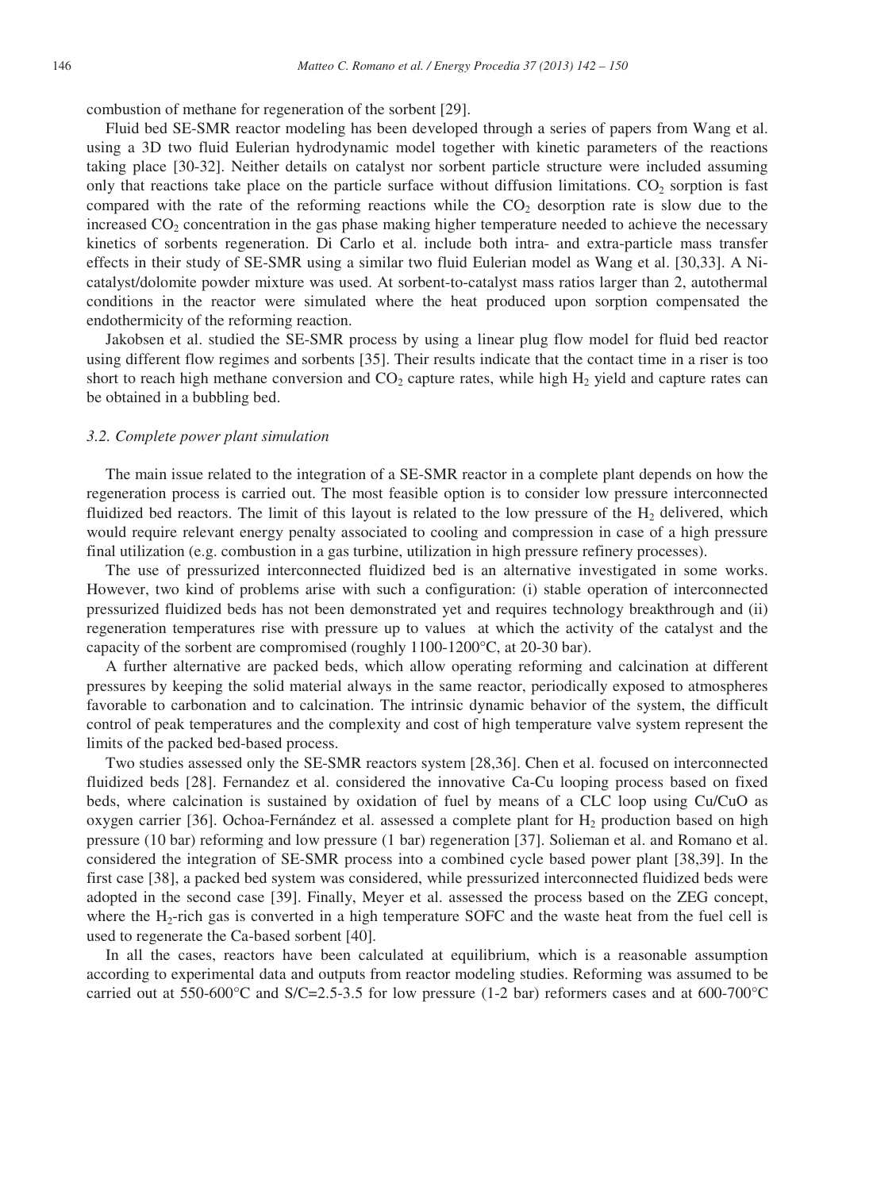combustion of methane for regeneration of the sorbent [29].

Fluid bed SE-SMR reactor modeling has been developed through a series of papers from Wang et al. using a 3D two fluid Eulerian hydrodynamic model together with kinetic parameters of the reactions taking place [30-32]. Neither details on catalyst nor sorbent particle structure were included assuming only that reactions take place on the particle surface without diffusion limitations. $CO_2$ sorption is fast compared with the rate of the reforming reactions while the $CO_2$ desorption rate is slow due to the increased $CO_2$ concentration in the gas phase making higher temperature needed to achieve the necessary kinetics of sorbents regeneration. Di Carlo et al. include both intra- and extra-particle mass transfer effects in their study of SE-SMR using a similar two fluid Eulerian model as Wang et al. [30,33]. A Ni-catalyst/dolomite powder mixture was used. At sorbent-to-catalyst mass ratios larger than 2, autothermal conditions in the reactor were simulated where the heat produced upon sorption compensated the endothermicity of the reforming reaction.

Jakobsen et al. studied the SE-SMR process by using a linear plug flow model for fluid bed reactor using different flow regimes and sorbents [35]. Their results indicate that the contact time in a riser is too short to reach high methane conversion and $CO_2$ capture rates, while high $H_2$ yield and capture rates can be obtained in a bubbling bed.

### *3.2. Complete power plant simulation*

The main issue related to the integration of a SE-SMR reactor in a complete plant depends on how the regeneration process is carried out. The most feasible option is to consider low pressure interconnected fluidized bed reactors. The limit of this layout is related to the low pressure of the $H_2$ delivered, which would require relevant energy penalty associated to cooling and compression in case of a high pressure final utilization (e.g. combustion in a gas turbine, utilization in high pressure refinery processes).

The use of pressurized interconnected fluidized bed is an alternative investigated in some works. However, two kind of problems arise with such a configuration: (i) stable operation of interconnected pressurized fluidized beds has not been demonstrated yet and requires technology breakthrough and (ii) regeneration temperatures rise with pressure up to values at which the activity of the catalyst and the capacity of the sorbent are compromised (roughly 1100-1200°C, at 20-30 bar).

A further alternative are packed beds, which allow operating reforming and calcination at different pressures by keeping the solid material always in the same reactor, periodically exposed to atmospheres favorable to carbonation and to calcination. The intrinsic dynamic behavior of the system, the difficult control of peak temperatures and the complexity and cost of high temperature valve system represent the limits of the packed bed-based process.

Two studies assessed only the SE-SMR reactors system [28,36]. Chen et al. focused on interconnected fluidized beds [28]. Fernandez et al. considered the innovative Ca-Cu looping process based on fixed beds, where calcination is sustained by oxidation of fuel by means of a CLC loop using Cu/CuO as oxygen carrier [36]. Ochoa-Fernández et al. assessed a complete plant for $H_2$ production based on high pressure (10 bar) reforming and low pressure (1 bar) regeneration [37]. Solieman et al. and Romano et al. considered the integration of SE-SMR process into a combined cycle based power plant [38,39]. In the first case [38], a packed bed system was considered, while pressurized interconnected fluidized beds were adopted in the second case [39]. Finally, Meyer et al. assessed the process based on the ZEG concept, where the $H_2$-rich gas is converted in a high temperature SOFC and the waste heat from the fuel cell is used to regenerate the Ca-based sorbent [40].

In all the cases, reactors have been calculated at equilibrium, which is a reasonable assumption according to experimental data and outputs from reactor modeling studies. Reforming was assumed to be carried out at 550-600°C and S/C=2.5-3.5 for low pressure (1-2 bar) reformers cases and at 600-700°C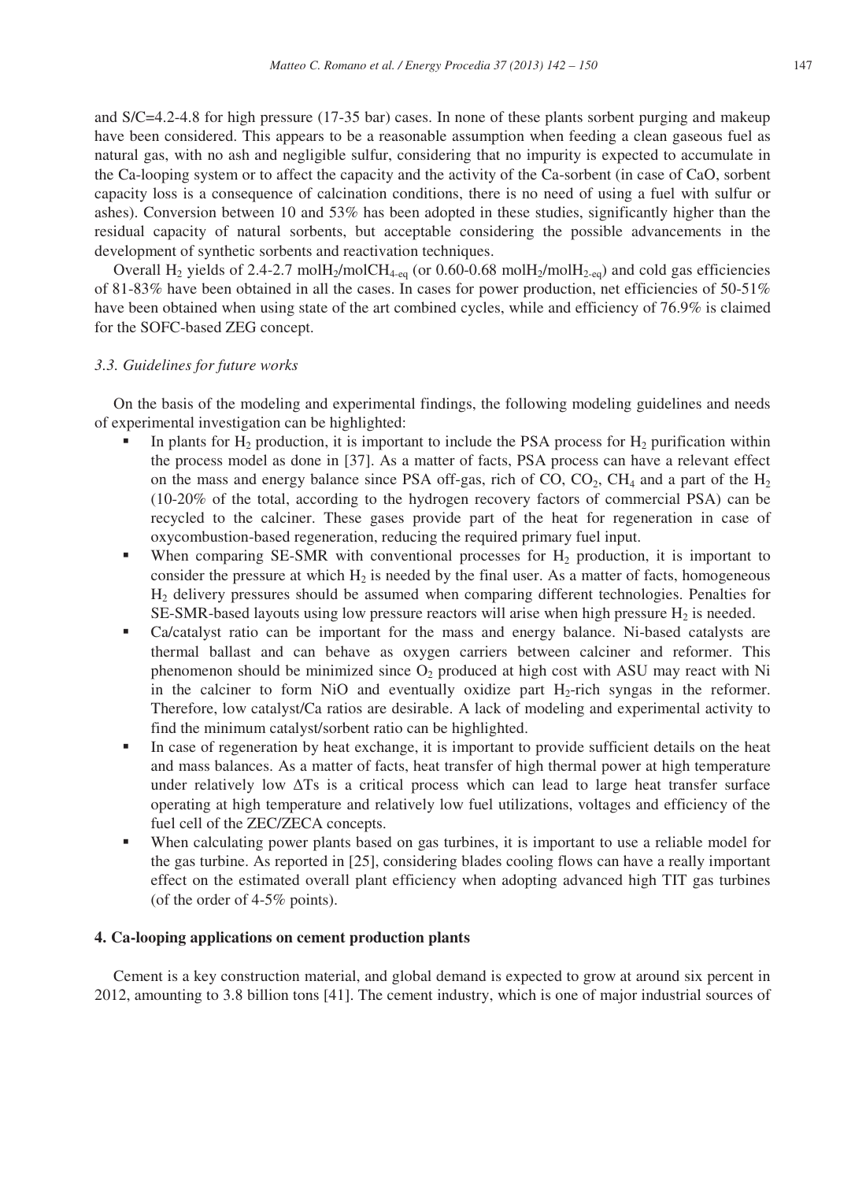and S/C=4.2-4.8 for high pressure (17-35 bar) cases. In none of these plants sorbent purging and makeup have been considered. This appears to be a reasonable assumption when feeding a clean gaseous fuel as natural gas, with no ash and negligible sulfur, considering that no impurity is expected to accumulate in the Ca-looping system or to affect the capacity and the activity of the Ca-sorbent (in case of CaO, sorbent capacity loss is a consequence of calcination conditions, there is no need of using a fuel with sulfur or ashes). Conversion between 10 and 53% has been adopted in these studies, significantly higher than the residual capacity of natural sorbents, but acceptable considering the possible advancements in the development of synthetic sorbents and reactivation techniques.

Overall $H_2$ yields of 2.4-2.7 $molH_2/molCH_{4\text{-}eq}$ (or 0.60-0.68 $molH_2/molH_{2\text{-}eq}$) and cold gas efficiencies of 81-83% have been obtained in all the cases. In cases for power production, net efficiencies of 50-51% have been obtained when using state of the art combined cycles, while and efficiency of 76.9% is claimed for the SOFC-based ZEG concept.

### *3.3. Guidelines for future works*

On the basis of the modeling and experimental findings, the following modeling guidelines and needs of experimental investigation can be highlighted:

- In plants for $H_2$ production, it is important to include the PSA process for $H_2$ purification within the process model as done in [37]. As a matter of facts, PSA process can have a relevant effect on the mass and energy balance since PSA off-gas, rich of CO, $CO_2$, $CH_4$ and a part of the $H_2$ (10-20% of the total, according to the hydrogen recovery factors of commercial PSA) can be recycled to the calciner. These gases provide part of the heat for regeneration in case of oxycombustion-based regeneration, reducing the required primary fuel input.
- When comparing SE-SMR with conventional processes for $H_2$ production, it is important to consider the pressure at which $H_2$ is needed by the final user. As a matter of facts, homogeneous $H_2$ delivery pressures should be assumed when comparing different technologies. Penalties for SE-SMR-based layouts using low pressure reactors will arise when high pressure $H_2$ is needed.
- Ca/catalyst ratio can be important for the mass and energy balance. Ni-based catalysts are thermal ballast and can behave as oxygen carriers between calciner and reformer. This phenomenon should be minimized since $O_2$ produced at high cost with ASU may react with Ni in the calciner to form NiO and eventually oxidize part $H_2$-rich syngas in the reformer. Therefore, low catalyst/Ca ratios are desirable. A lack of modeling and experimental activity to find the minimum catalyst/sorbent ratio can be highlighted.
- In case of regeneration by heat exchange, it is important to provide sufficient details on the heat and mass balances. As a matter of facts, heat transfer of high thermal power at high temperature under relatively low $\Delta$Ts is a critical process which can lead to large heat transfer surface operating at high temperature and relatively low fuel utilizations, voltages and efficiency of the fuel cell of the ZEC/ZECA concepts.
- When calculating power plants based on gas turbines, it is important to use a reliable model for the gas turbine. As reported in [25], considering blades cooling flows can have a really important effect on the estimated overall plant efficiency when adopting advanced high TIT gas turbines (of the order of 4-5% points).

## 4. Ca-looping applications on cement production plants

Cement is a key construction material, and global demand is expected to grow at around six percent in 2012, amounting to 3.8 billion tons [41]. The cement industry, which is one of major industrial sources of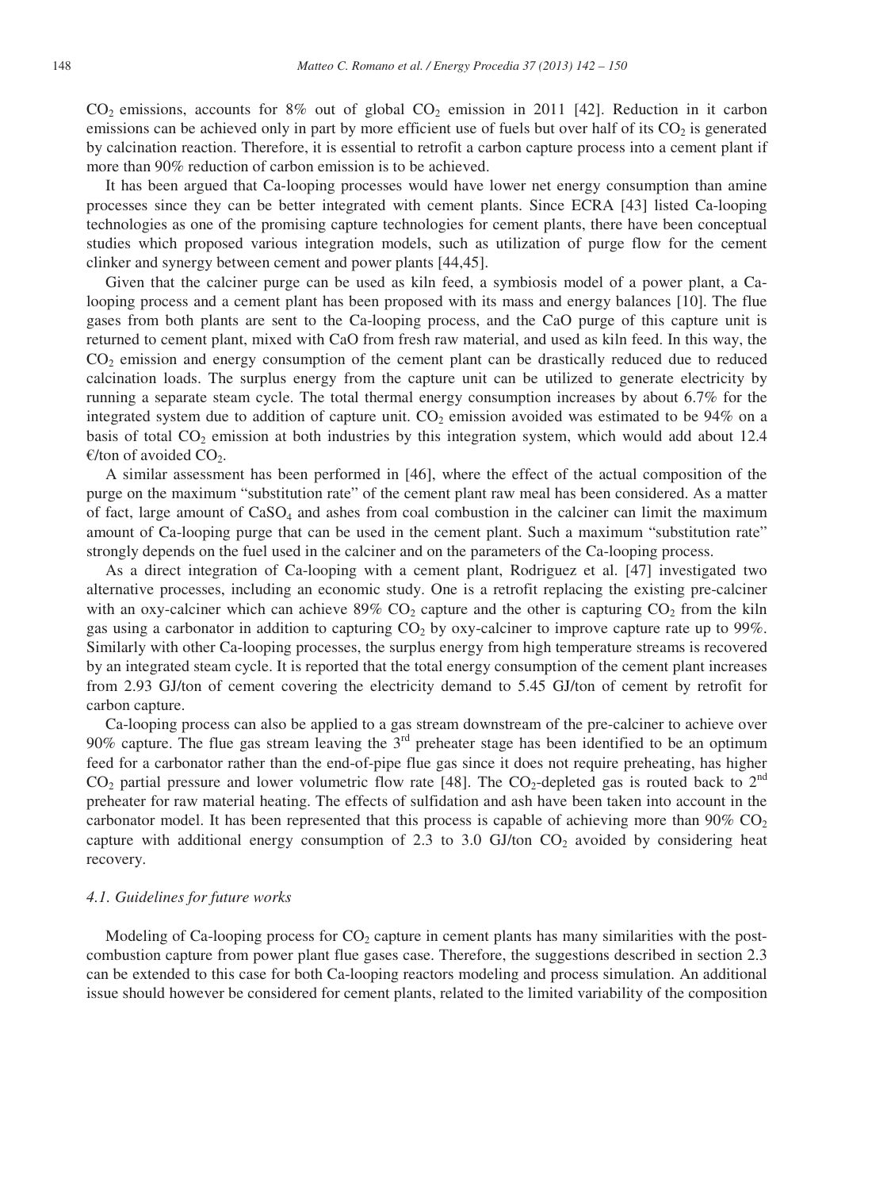$CO_2$ emissions, accounts for 8% out of global $CO_2$ emission in 2011 [42]. Reduction in it carbon emissions can be achieved only in part by more efficient use of fuels but over half of its $CO_2$ is generated by calcination reaction. Therefore, it is essential to retrofit a carbon capture process into a cement plant if more than 90% reduction of carbon emission is to be achieved.

It has been argued that Ca-looping processes would have lower net energy consumption than amine processes since they can be better integrated with cement plants. Since ECRA [43] listed Ca-looping technologies as one of the promising capture technologies for cement plants, there have been conceptual studies which proposed various integration models, such as utilization of purge flow for the cement clinker and synergy between cement and power plants [44,45].

Given that the calciner purge can be used as kiln feed, a symbiosis model of a power plant, a Ca-looping process and a cement plant has been proposed with its mass and energy balances [10]. The flue gases from both plants are sent to the Ca-looping process, and the CaO purge of this capture unit is returned to cement plant, mixed with CaO from fresh raw material, and used as kiln feed. In this way, the $CO_2$ emission and energy consumption of the cement plant can be drastically reduced due to reduced calcination loads. The surplus energy from the capture unit can be utilized to generate electricity by running a separate steam cycle. The total thermal energy consumption increases by about 6.7% for the integrated system due to addition of capture unit. $CO_2$ emission avoided was estimated to be 94% on a basis of total $CO_2$ emission at both industries by this integration system, which would add about 12.4 €/ton of avoided $CO_2$.

A similar assessment has been performed in [46], where the effect of the actual composition of the purge on the maximum "substitution rate" of the cement plant raw meal has been considered. As a matter of fact, large amount of $CaSO_4$ and ashes from coal combustion in the calciner can limit the maximum amount of Ca-looping purge that can be used in the cement plant. Such a maximum "substitution rate" strongly depends on the fuel used in the calciner and on the parameters of the Ca-looping process.

As a direct integration of Ca-looping with a cement plant, Rodriguez et al. [47] investigated two alternative processes, including an economic study. One is a retrofit replacing the existing pre-calciner with an oxy-calciner which can achieve 89% $CO_2$ capture and the other is capturing $CO_2$ from the kiln gas using a carbonator in addition to capturing $CO_2$ by oxy-calciner to improve capture rate up to 99%. Similarly with other Ca-looping processes, the surplus energy from high temperature streams is recovered by an integrated steam cycle. It is reported that the total energy consumption of the cement plant increases from 2.93 GJ/ton of cement covering the electricity demand to 5.45 GJ/ton of cement by retrofit for carbon capture.

Ca-looping process can also be applied to a gas stream downstream of the pre-calciner to achieve over 90% capture. The flue gas stream leaving the 3rd preheater stage has been identified to be an optimum feed for a carbonator rather than the end-of-pipe flue gas since it does not require preheating, has higher $CO_2$ partial pressure and lower volumetric flow rate [48]. The $CO_2$-depleted gas is routed back to 2nd preheater for raw material heating. The effects of sulfidation and ash have been taken into account in the carbonator model. It has been represented that this process is capable of achieving more than 90% $CO_2$ capture with additional energy consumption of 2.3 to 3.0 GJ/ton $CO_2$ avoided by considering heat recovery.

### *4.1. Guidelines for future works*

Modeling of Ca-looping process for $CO_2$ capture in cement plants has many similarities with the post-combustion capture from power plant flue gases case. Therefore, the suggestions described in section 2.3 can be extended to this case for both Ca-looping reactors modeling and process simulation. An additional issue should however be considered for cement plants, related to the limited variability of the composition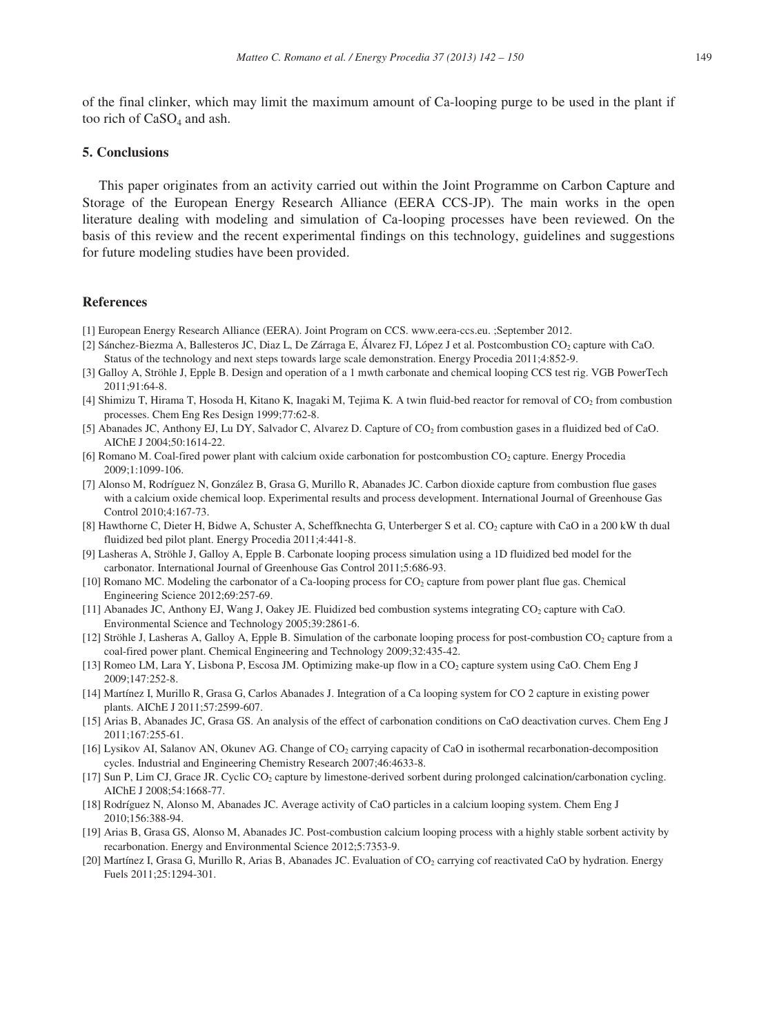of the final clinker, which may limit the maximum amount of Ca-looping purge to be used in the plant if too rich of $CaSO_4$ and ash.

## 5. Conclusions

This paper originates from an activity carried out within the Joint Programme on Carbon Capture and Storage of the European Energy Research Alliance (EERA CCS-JP). The main works in the open literature dealing with modeling and simulation of Ca-looping processes have been reviewed. On the basis of this review and the recent experimental findings on this technology, guidelines and suggestions for future modeling studies have been provided.

## References

[1] European Energy Research Alliance (EERA). Joint Program on CCS. www.eera-ccs.eu. ;September 2012.

[2] Sánchez-Biezma A, Ballesteros JC, Diaz L, De Zárraga E, Álvarez FJ, López J et al. Postcombustion $CO_2$ capture with CaO. Status of the technology and next steps towards large scale demonstration. Energy Procedia 2011;4:852-9.

[3] Galloy A, Ströhle J, Epple B. Design and operation of a 1 mwth carbonate and chemical looping CCS test rig. VGB PowerTech 2011;91:64-8.

[4] Shimizu T, Hirama T, Hosoda H, Kitano K, Inagaki M, Tejima K. A twin fluid-bed reactor for removal of $CO_2$ from combustion processes. Chem Eng Res Design 1999;77:62-8.

[5] Abanades JC, Anthony EJ, Lu DY, Salvador C, Alvarez D. Capture of $CO_2$ from combustion gases in a fluidized bed of CaO. AIChE J 2004;50:1614-22.

[6] Romano M. Coal-fired power plant with calcium oxide carbonation for postcombustion $CO_2$ capture. Energy Procedia 2009;1:1099-106.

[7] Alonso M, Rodríguez N, González B, Grasa G, Murillo R, Abanades JC. Carbon dioxide capture from combustion flue gases with a calcium oxide chemical loop. Experimental results and process development. International Journal of Greenhouse Gas Control 2010;4:167-73.

[8] Hawthorne C, Dieter H, Bidwe A, Schuster A, Scheffknechta G, Unterberger S et al. $CO_2$ capture with CaO in a 200 kW th dual fluidized bed pilot plant. Energy Procedia 2011;4:441-8.

[9] Lasheras A, Ströhle J, Galloy A, Epple B. Carbonate looping process simulation using a 1D fluidized bed model for the carbonator. International Journal of Greenhouse Gas Control 2011;5:686-93.

[10] Romano MC. Modeling the carbonator of a Ca-looping process for $CO_2$ capture from power plant flue gas. Chemical Engineering Science 2012;69:257-69.

[11] Abanades JC, Anthony EJ, Wang J, Oakey JE. Fluidized bed combustion systems integrating $CO_2$ capture with CaO. Environmental Science and Technology 2005;39:2861-6.

[12] Ströhle J, Lasheras A, Galloy A, Epple B. Simulation of the carbonate looping process for post-combustion $CO_2$ capture from a coal-fired power plant. Chemical Engineering and Technology 2009;32:435-42.

[13] Romeo LM, Lara Y, Lisbona P, Escosa JM. Optimizing make-up flow in a $CO_2$ capture system using CaO. Chem Eng J 2009;147:252-8.

[14] Martínez I, Murillo R, Grasa G, Carlos Abanades J. Integration of a Ca looping system for CO 2 capture in existing power plants. AIChE J 2011;57:2599-607.

[15] Arias B, Abanades JC, Grasa GS. An analysis of the effect of carbonation conditions on CaO deactivation curves. Chem Eng J 2011;167:255-61.

[16] Lysikov AI, Salanov AN, Okunev AG. Change of $CO_2$ carrying capacity of CaO in isothermal recarbonation-decomposition cycles. Industrial and Engineering Chemistry Research 2007;46:4633-8.

[17] Sun P, Lim CJ, Grace JR. Cyclic $CO_2$ capture by limestone-derived sorbent during prolonged calcination/carbonation cycling. AIChE J 2008;54:1668-77.

[18] Rodríguez N, Alonso M, Abanades JC. Average activity of CaO particles in a calcium looping system. Chem Eng J 2010;156:388-94.

[19] Arias B, Grasa GS, Alonso M, Abanades JC. Post-combustion calcium looping process with a highly stable sorbent activity by recarbonation. Energy and Environmental Science 2012;5:7353-9.

[20] Martínez I, Grasa G, Murillo R, Arias B, Abanades JC. Evaluation of $CO_2$ carrying cof reactivated CaO by hydration. Energy Fuels 2011;25:1294-301.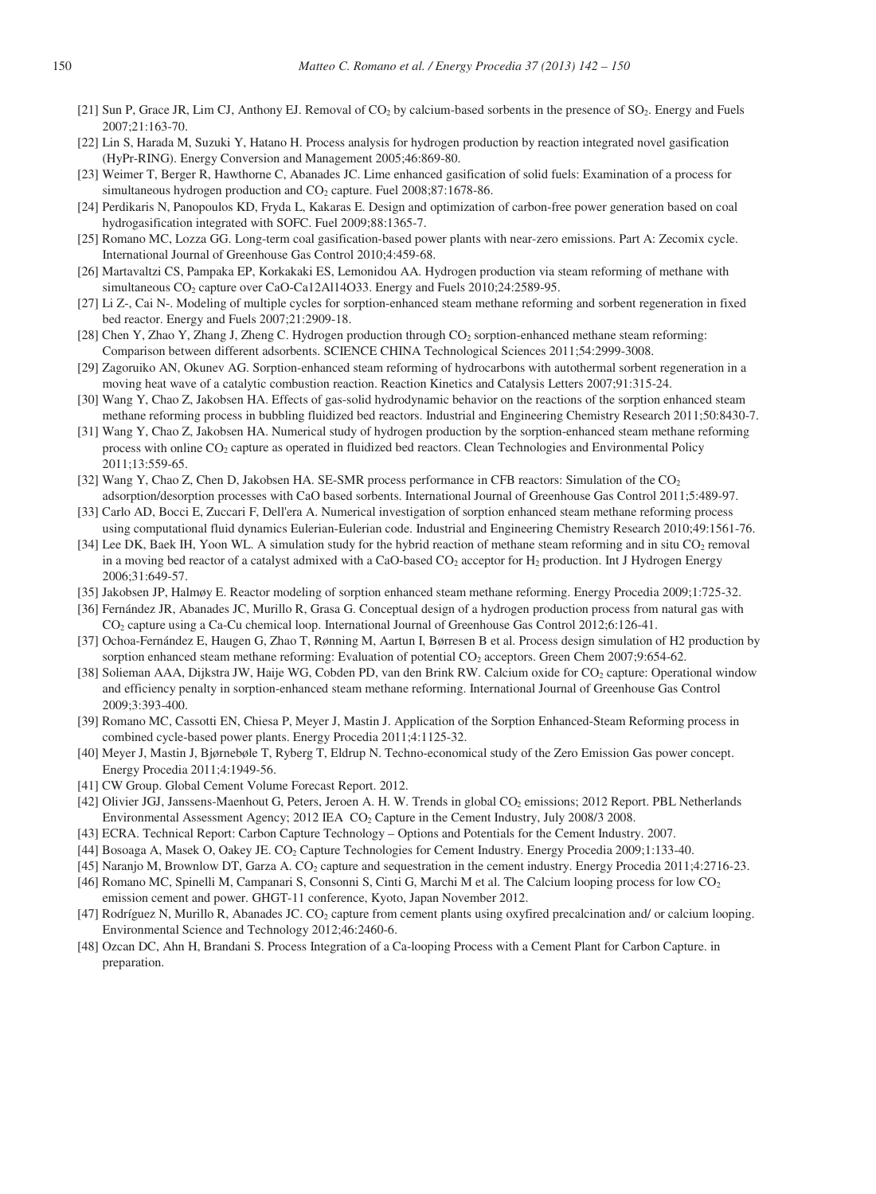[21] Sun P, Grace JR, Lim CJ, Anthony EJ. Removal of $CO_2$ by calcium-based sorbents in the presence of $SO_2$. Energy and Fuels 2007;21:163-70.

[22] Lin S, Harada M, Suzuki Y, Hatano H. Process analysis for hydrogen production by reaction integrated novel gasification (HyPr-RING). Energy Conversion and Management 2005;46:869-80.

[23] Weimer T, Berger R, Hawthorne C, Abanades JC. Lime enhanced gasification of solid fuels: Examination of a process for simultaneous hydrogen production and $CO_2$ capture. Fuel 2008;87:1678-86.

[24] Perdikaris N, Panopoulos KD, Fryda L, Kakaras E. Design and optimization of carbon-free power generation based on coal hydrogasification integrated with SOFC. Fuel 2009;88:1365-7.

[25] Romano MC, Lozza GG. Long-term coal gasification-based power plants with near-zero emissions. Part A: Zecomix cycle. International Journal of Greenhouse Gas Control 2010;4:459-68.

[26] Martavaltzi CS, Pampaka EP, Korkakaki ES, Lemonidou AA. Hydrogen production via steam reforming of methane with simultaneous $CO_2$ capture over CaO-Ca12Al14O33. Energy and Fuels 2010;24:2589-95.

[27] Li Z-, Cai N-. Modeling of multiple cycles for sorption-enhanced steam methane reforming and sorbent regeneration in fixed bed reactor. Energy and Fuels 2007;21:2909-18.

[28] Chen Y, Zhao Y, Zhang J, Zheng C. Hydrogen production through $CO_2$ sorption-enhanced methane steam reforming: Comparison between different adsorbents. SCIENCE CHINA Technological Sciences 2011;54:2999-3008.

[29] Zagoruiko AN, Okunev AG. Sorption-enhanced steam reforming of hydrocarbons with autothermal sorbent regeneration in a moving heat wave of a catalytic combustion reaction. Reaction Kinetics and Catalysis Letters 2007;91:315-24.

[30] Wang Y, Chao Z, Jakobsen HA. Effects of gas-solid hydrodynamic behavior on the reactions of the sorption enhanced steam methane reforming process in bubbling fluidized bed reactors. Industrial and Engineering Chemistry Research 2011;50:8430-7.

[31] Wang Y, Chao Z, Jakobsen HA. Numerical study of hydrogen production by the sorption-enhanced steam methane reforming process with online $CO_2$ capture as operated in fluidized bed reactors. Clean Technologies and Environmental Policy 2011;13:559-65.

[32] Wang Y, Chao Z, Chen D, Jakobsen HA. SE-SMR process performance in CFB reactors: Simulation of the $CO_2$ adsorption/desorption processes with CaO based sorbents. International Journal of Greenhouse Gas Control 2011;5:489-97.

[33] Carlo AD, Bocci E, Zuccari F, Dell'era A. Numerical investigation of sorption enhanced steam methane reforming process using computational fluid dynamics Eulerian-Eulerian code. Industrial and Engineering Chemistry Research 2010;49:1561-76.

[34] Lee DK, Baek IH, Yoon WL. A simulation study for the hybrid reaction of methane steam reforming and in situ $CO_2$ removal in a moving bed reactor of a catalyst admixed with a CaO-based $CO_2$ acceptor for $H_2$ production. Int J Hydrogen Energy 2006;31:649-57.

[35] Jakobsen JP, Halmøy E. Reactor modeling of sorption enhanced steam methane reforming. Energy Procedia 2009;1:725-32.

[36] Fernández JR, Abanades JC, Murillo R, Grasa G. Conceptual design of a hydrogen production process from natural gas with $CO_2$ capture using a Ca-Cu chemical loop. International Journal of Greenhouse Gas Control 2012;6:126-41.

[37] Ochoa-Fernández E, Haugen G, Zhao T, Rønning M, Aartun I, Børresen B et al. Process design simulation of H2 production by sorption enhanced steam methane reforming: Evaluation of potential $CO_2$ acceptors. Green Chem 2007;9:654-62.

[38] Solieman AAA, Dijkstra JW, Haije WG, Cobden PD, van den Brink RW. Calcium oxide for $CO_2$ capture: Operational window and efficiency penalty in sorption-enhanced steam methane reforming. International Journal of Greenhouse Gas Control 2009;3:393-400.

[39] Romano MC, Cassotti EN, Chiesa P, Meyer J, Mastin J. Application of the Sorption Enhanced-Steam Reforming process in combined cycle-based power plants. Energy Procedia 2011;4:1125-32.

[40] Meyer J, Mastin J, Bjørnebøle T, Ryberg T, Eldrup N. Techno-economical study of the Zero Emission Gas power concept. Energy Procedia 2011;4:1949-56.

[41] CW Group. Global Cement Volume Forecast Report. 2012.

[42] Olivier JGJ, Janssens-Maenhout G, Peters, Jeroen A. H. W. Trends in global $CO_2$ emissions; 2012 Report. PBL Netherlands Environmental Assessment Agency; 2012 IEA $CO_2$ Capture in the Cement Industry, July 2008/3 2008.

[43] ECRA. Technical Report: Carbon Capture Technology – Options and Potentials for the Cement Industry. 2007.

[44] Bosoaga A, Masek O, Oakey JE. $CO_2$ Capture Technologies for Cement Industry. Energy Procedia 2009;1:133-40.

[45] Naranjo M, Brownlow DT, Garza A. $CO_2$ capture and sequestration in the cement industry. Energy Procedia 2011;4:2716-23.

[46] Romano MC, Spinelli M, Campanari S, Consonni S, Cinti G, Marchi M et al. The Calcium looping process for low $CO_2$ emission cement and power. GHGT-11 conference, Kyoto, Japan November 2012.

[47] Rodríguez N, Murillo R, Abanades JC. $CO_2$ capture from cement plants using oxyfired precalcination and/ or calcium looping. Environmental Science and Technology 2012;46:2460-6.

[48] Ozcan DC, Ahn H, Brandani S. Process Integration of a Ca-looping Process with a Cement Plant for Carbon Capture. in preparation.